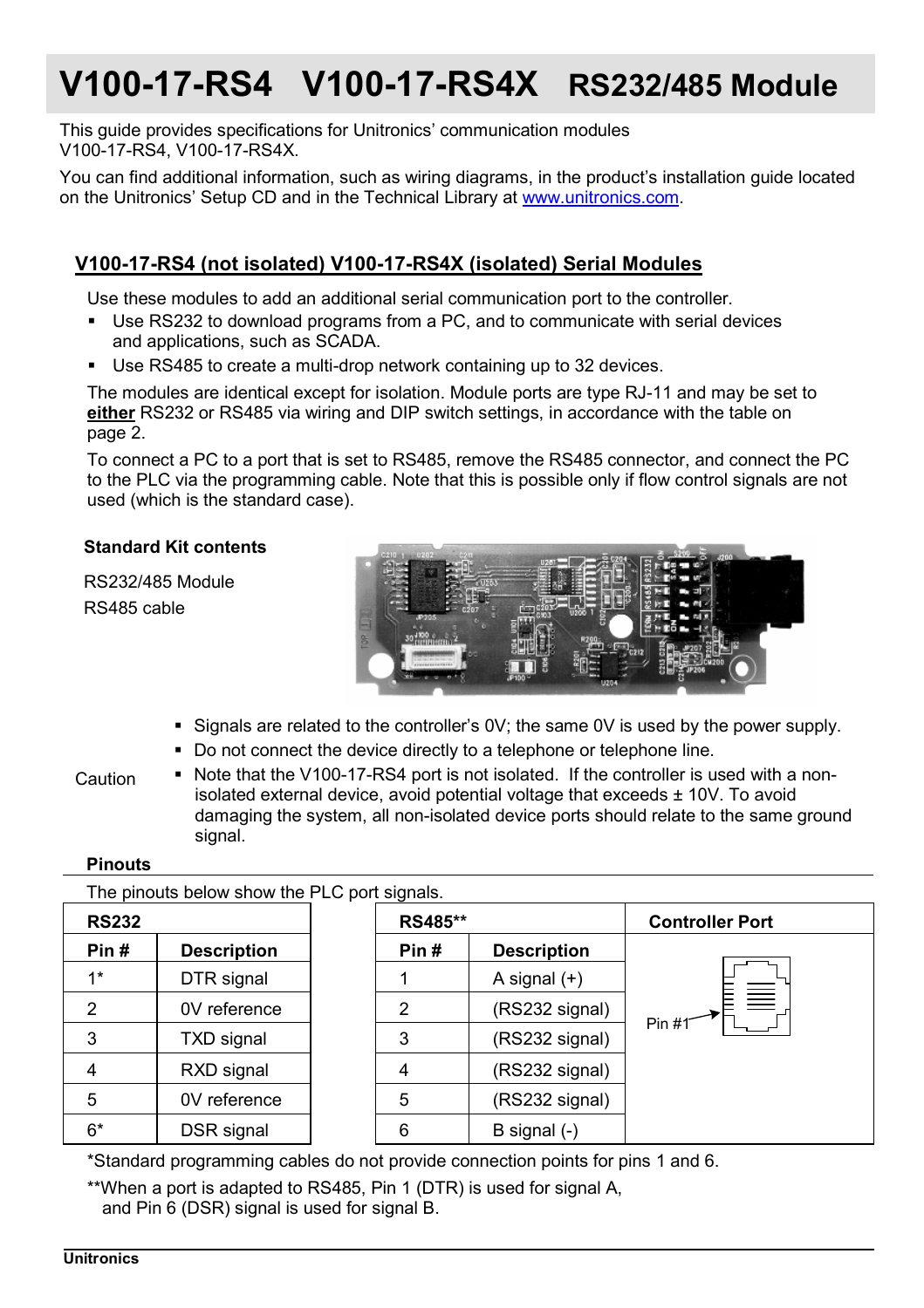# V100-17-RS4 V100-17-RS4X RS232/485 Module

This guide provides specifications for Unitronics' communication modules V100-17-RS4, V100-17-RS4X.

You can find additional information, such as wiring diagrams, in the product's installation guide located on the Unitronics' Setup CD and in the Technical Library at www.unitronics.com.

## V100-17-RS4 (not isolated) V100-17-RS4X (isolated) Serial Modules

Use these modules to add an additional serial communication port to the controller.

- Use RS232 to download programs from a PC, and to communicate with serial devices and applications, such as SCADA.
- Use RS485 to create a multi-drop network containing up to 32 devices.

The modules are identical except for isolation. Module ports are type RJ-11 and may be set to **either** RS232 or RS485 via wiring and DIP switch settings, in accordance with the table on page 2.

To connect a PC to a port that is set to RS485, remove the RS485 connector, and connect the PC to the PLC via the programming cable. Note that this is possible only if flow control signals are not used (which is the standard case).

### Standard Kit contents

RS232/485 Module

RS485 cable

Caution

- Signals are related to the controller's 0V; the same 0V is used by the power supply.
- Do not connect the device directly to a telephone or telephone line.
- Note that the V100-17-RS4 port is not isolated. If the controller is used with a non-isolated external device, avoid potential voltage that exceeds ± 10V. To avoid damaging the system, all non-isolated device ports should relate to the same ground signal.

### Pinouts

The pinouts below show the PLC port signals.

| RS232 | |
|---|---|
| **Pin #** | **Description** |
| 1* | DTR signal |
| 2 | 0V reference |
| 3 | TXD signal |
| 4 | RXD signal |
| 5 | 0V reference |
| 6* | DSR signal |

| RS485** | | Controller Port |
|---|---|---|
| **Pin #** | **Description** | |
| 1 | A signal (+) | Pin #1 |
| 2 | (RS232 signal) | |
| 3 | (RS232 signal) | |
| 4 | (RS232 signal) | |
| 5 | (RS232 signal) | |
| 6 | B signal (-) | |

*Standard programming cables do not provide connection points for pins 1 and 6.

**When a port is adapted to RS485, Pin 1 (DTR) is used for signal A, and Pin 6 (DSR) signal is used for signal B.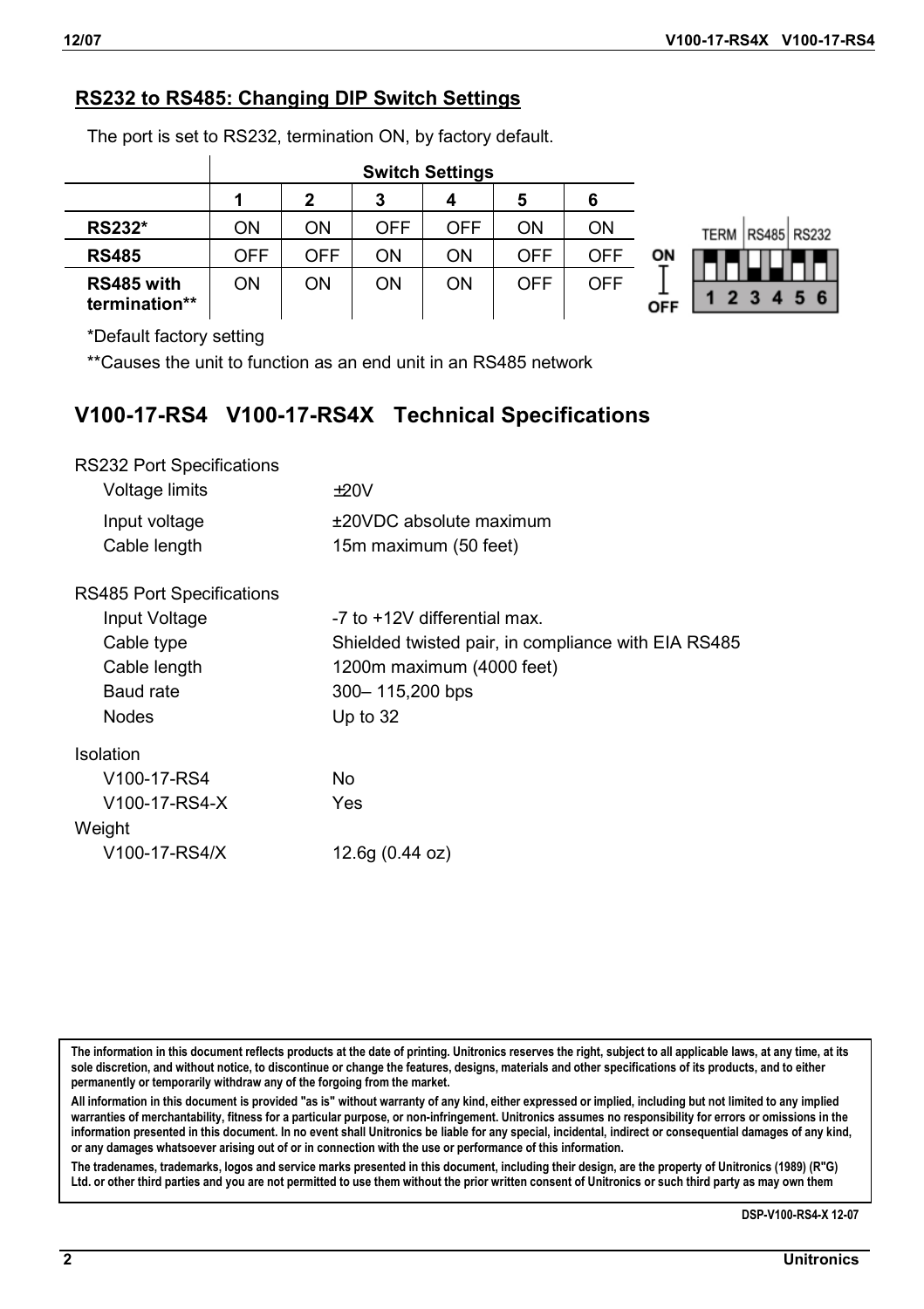## RS232 to RS485: Changing DIP Switch Settings

The port is set to RS232, termination ON, by factory default.

| | Switch Settings | | | | | |
|---|---|---|---|---|---|---|
| | 1 | 2 | 3 | 4 | 5 | 6 |
| **RS232*** | ON | ON | OFF | OFF | ON | ON |
| **RS485** | OFF | OFF | ON | ON | OFF | OFF |
| **RS485 with termination**** | ON | ON | ON | ON | OFF | OFF |

TERM RS485 RS232
ON
OFF
1 2 3 4 5 6

*Default factory setting

**Causes the unit to function as an end unit in an RS485 network

## V100-17-RS4 V100-17-RS4X Technical Specifications

| | |
|---|---|
| RS232 Port Specifications | |
| Voltage limits | ±20V |
| Input voltage | ±20VDC absolute maximum |
| Cable length | 15m maximum (50 feet) |
| RS485 Port Specifications | |
| Input Voltage | -7 to +12V differential max. |
| Cable type | Shielded twisted pair, in compliance with EIA RS485 |
| Cable length | 1200m maximum (4000 feet) |
| Baud rate | 300– 115,200 bps |
| Nodes | Up to 32 |
| Isolation | |
| V100-17-RS4 | No |
| V100-17-RS4-X | Yes |
| Weight | |
| V100-17-RS4/X | 12.6g (0.44 oz) |

**The information in this document reflects products at the date of printing. Unitronics reserves the right, subject to all applicable laws, at any time, at its sole discretion, and without notice, to discontinue or change the features, designs, materials and other specifications of its products, and to either permanently or temporarily withdraw any of the forgoing from the market.**

**All information in this document is provided "as is" without warranty of any kind, either expressed or implied, including but not limited to any implied warranties of merchantability, fitness for a particular purpose, or non-infringement. Unitronics assumes no responsibility for errors or omissions in the information presented in this document. In no event shall Unitronics be liable for any special, incidental, indirect or consequential damages of any kind, or any damages whatsoever arising out of or in connection with the use or performance of this information.**

**The tradenames, trademarks, logos and service marks presented in this document, including their design, are the property of Unitronics (1989) (R"G) Ltd. or other third parties and you are not permitted to use them without the prior written consent of Unitronics or such third party as may own them**

DSP-V100-RS4-X 12-07